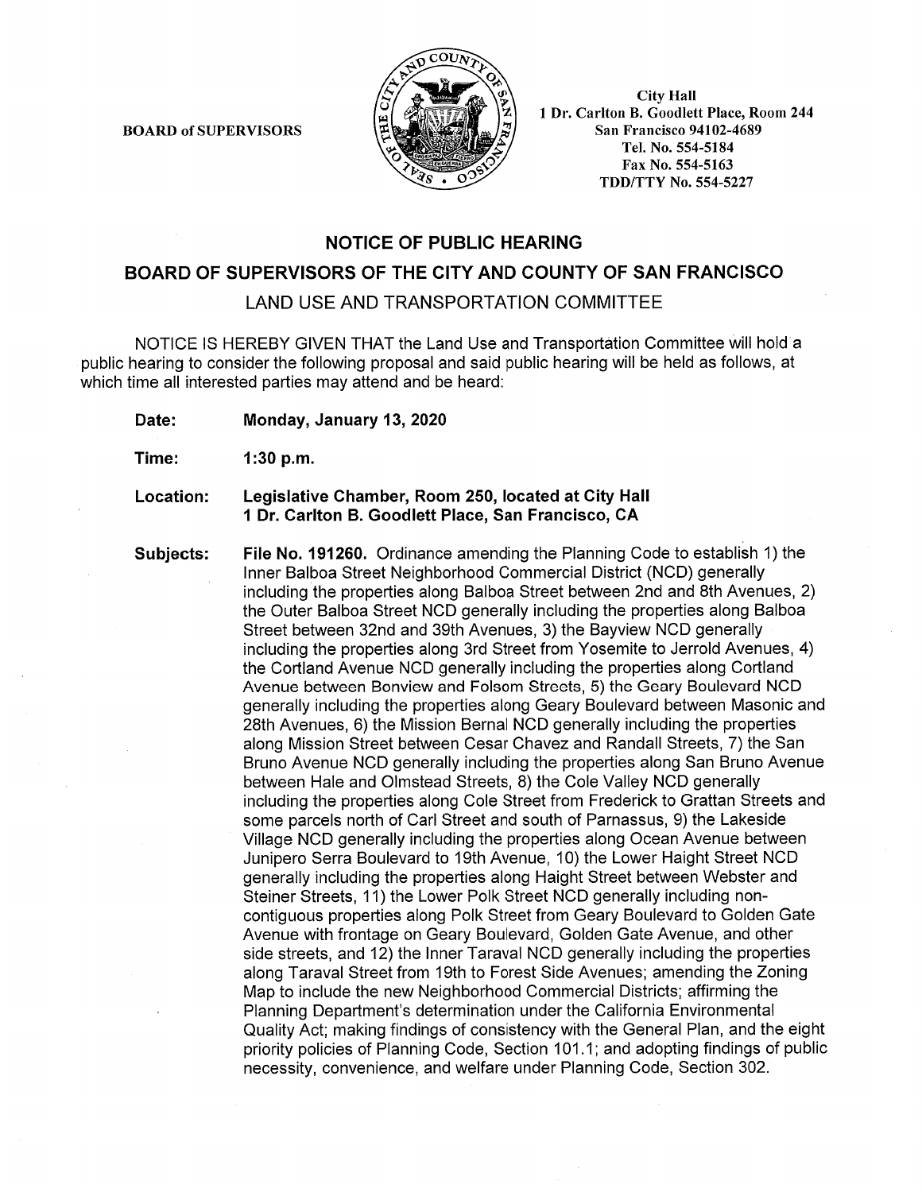BOARD of SUPERVISORS

City Hall
1 Dr. Carlton B. Goodlett Place, Room 244
San Francisco 94102-4689
Tel. No. 554-5184
Fax No. 554-5163
TDD/TTY No. 554-5227

# NOTICE OF PUBLIC HEARING

## BOARD OF SUPERVISORS OF THE CITY AND COUNTY OF SAN FRANCISCO

## LAND USE AND TRANSPORTATION COMMITTEE

NOTICE IS HEREBY GIVEN THAT the Land Use and Transportation Committee will hold a public hearing to consider the following proposal and said public hearing will be held as follows, at which time all interested parties may attend and be heard:

**Date:** **Monday, January 13, 2020**

**Time:** **1:30 p.m.**

**Location:** **Legislative Chamber, Room 250, located at City Hall 1 Dr. Carlton B. Goodlett Place, San Francisco, CA**

**Subjects:** **File No. 191260.** Ordinance amending the Planning Code to establish 1) the Inner Balboa Street Neighborhood Commercial District (NCD) generally including the properties along Balboa Street between 2nd and 8th Avenues, 2) the Outer Balboa Street NCD generally including the properties along Balboa Street between 32nd and 39th Avenues, 3) the Bayview NCD generally including the properties along 3rd Street from Yosemite to Jerrold Avenues, 4) the Cortland Avenue NCD generally including the properties along Cortland Avenue between Bonview and Folsom Streets, 5) the Geary Boulevard NCD generally including the properties along Geary Boulevard between Masonic and 28th Avenues, 6) the Mission Bernal NCD generally including the properties along Mission Street between Cesar Chavez and Randall Streets, 7) the San Bruno Avenue NCD generally including the properties along San Bruno Avenue between Hale and Olmstead Streets, 8) the Cole Valley NCD generally including the properties along Cole Street from Frederick to Grattan Streets and some parcels north of Carl Street and south of Parnassus, 9) the Lakeside Village NCD generally including the properties along Ocean Avenue between Junipero Serra Boulevard to 19th Avenue, 10) the Lower Haight Street NCD generally including the properties along Haight Street between Webster and Steiner Streets, 11) the Lower Polk Street NCD generally including non-contiguous properties along Polk Street from Geary Boulevard to Golden Gate Avenue with frontage on Geary Boulevard, Golden Gate Avenue, and other side streets, and 12) the Inner Taraval NCD generally including the properties along Taraval Street from 19th to Forest Side Avenues; amending the Zoning Map to include the new Neighborhood Commercial Districts; affirming the Planning Department's determination under the California Environmental Quality Act; making findings of consistency with the General Plan, and the eight priority policies of Planning Code, Section 101.1; and adopting findings of public necessity, convenience, and welfare under Planning Code, Section 302.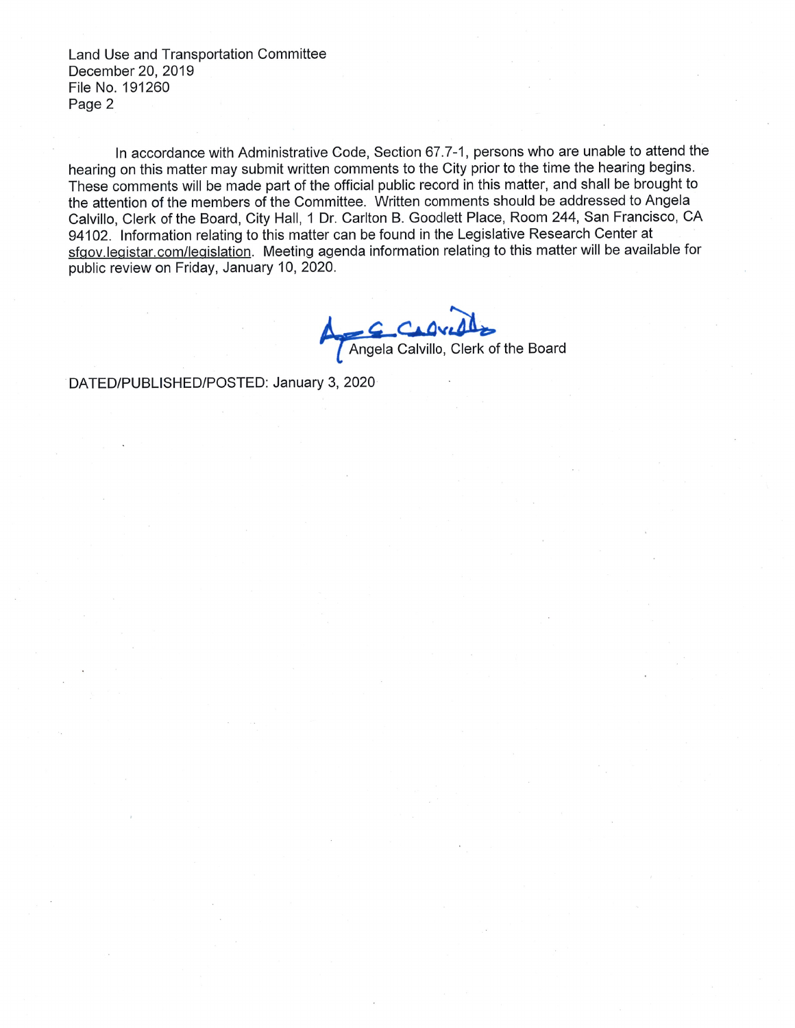In accordance with Administrative Code, Section 67.7-1, persons who are unable to attend the hearing on this matter may submit written comments to the City prior to the time the hearing begins. These comments will be made part of the official public record in this matter, and shall be brought to the attention of the members of the Committee. Written comments should be addressed to Angela Calvillo, Clerk of the Board, City Hall, 1 Dr. Carlton B. Goodlett Place, Room 244, San Francisco, CA 94102. Information relating to this matter can be found in the Legislative Research Center at sfgov.legistar.com/legislation. Meeting agenda information relating to this matter will be available for public review on Friday, January 10, 2020.

Angela Calvillo, Clerk of the Board

DATED/PUBLISHED/POSTED: January 3, 2020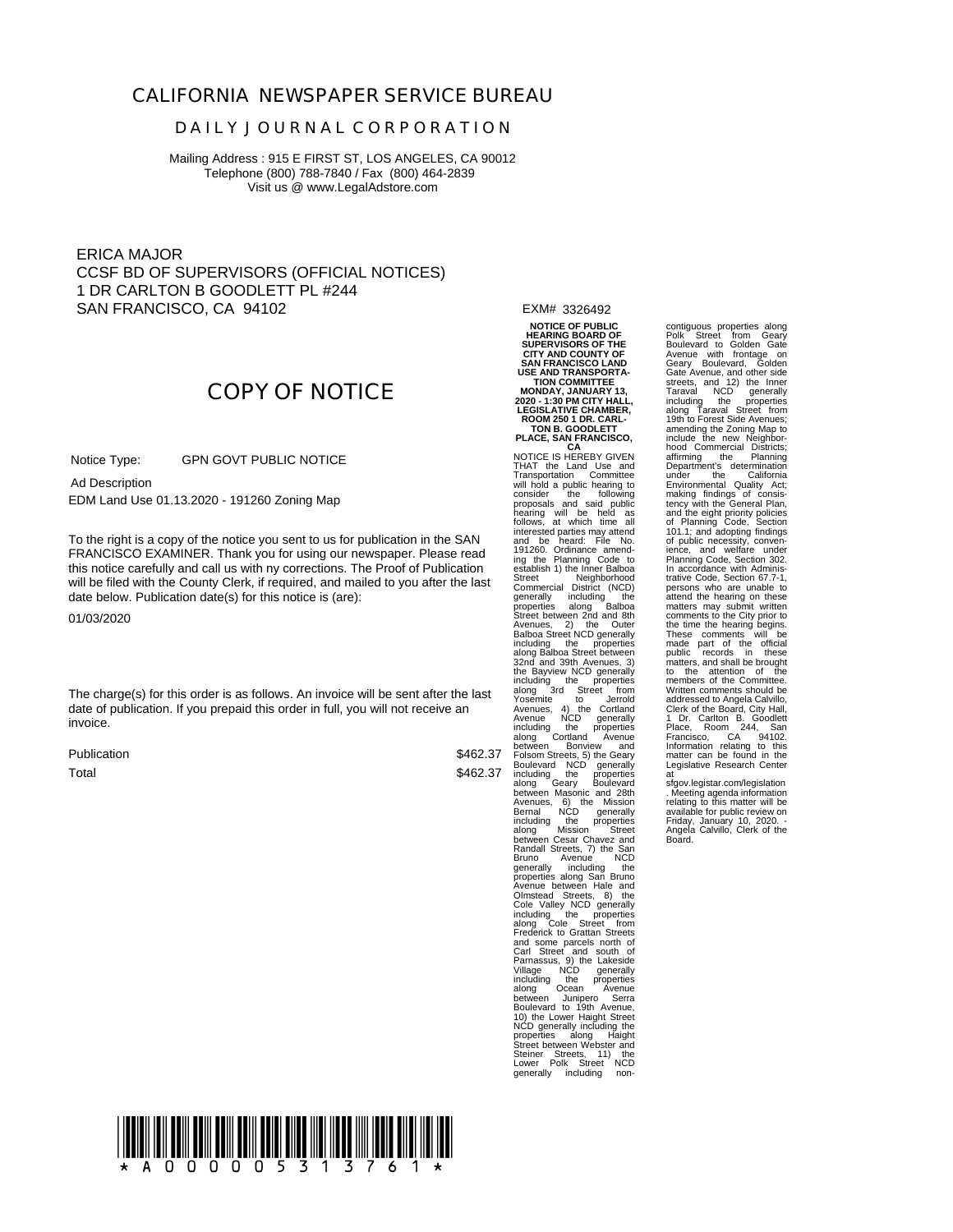# CALIFORNIA NEWSPAPER SERVICE BUREAU

## DAILY JOURNAL CORPORATION

Mailing Address : 915 E FIRST ST, LOS ANGELES, CA 90012
Telephone (800) 788-7840 / Fax (800) 464-2839
Visit us @ www.LegalAdstore.com

ERICA MAJOR
CCSF BD OF SUPERVISORS (OFFICIAL NOTICES)
1 DR CARLTON B GOODLETT PL #244
SAN FRANCISCO, CA 94102

EXM# 3326492

## COPY OF NOTICE

Notice Type: GPN GOVT PUBLIC NOTICE

Ad Description

EDM Land Use 01.13.2020 - 191260 Zoning Map

To the right is a copy of the notice you sent to us for publication in the SAN FRANCISCO EXAMINER. Thank you for using our newspaper. Please read this notice carefully and call us with ny corrections. The Proof of Publication will be filed with the County Clerk, if required, and mailed to you after the last date below. Publication date(s) for this notice is (are):

01/03/2020

The charge(s) for this order is as follows. An invoice will be sent after the last date of publication. If you prepaid this order in full, you will not receive an invoice.

| | |
|---|---|
| Publication | $462.37 |
| Total | $462.37 |

**NOTICE OF PUBLIC HEARING BOARD OF SUPERVISORS OF THE CITY AND COUNTY OF SAN FRANCISCO LAND USE AND TRANSPORTATION COMMITTEE MONDAY, JANUARY 13, 2020 - 1:30 PM CITY HALL, LEGISLATIVE CHAMBER, ROOM 250 1 DR. CARLTON B. GOODLETT PLACE, SAN FRANCISCO, CA**

NOTICE IS HEREBY GIVEN THAT the Land Use and Transportation Committee will hold a public hearing to consider the following proposals and said public hearing will be held as follows, at which time all interested parties may attend and be heard: File No. 191260. Ordinance amending the Planning Code to establish 1) the Inner Balboa Street Neighborhood Commercial District (NCD) generally including the properties along Balboa Street between 2nd and 8th Avenues, 2) the Outer Balboa Street NCD generally including the properties along Balboa Street between 32nd and 39th Avenues, 3) the Bayview NCD generally including the properties along 3rd Street from Yosemite to Jerrold Avenues, 4) the Cortland Avenue NCD generally including the properties along Cortland Avenue between Bonview and Folsom Streets, 5) the Geary Boulevard NCD generally including the properties along Geary Boulevard between Masonic and 28th Avenues, 6) the Mission Bernal NCD generally including the properties along Mission Street between Cesar Chavez and Randall Streets, 7) the San Bruno Avenue NCD generally including the properties along San Bruno Avenue between Hale and Olmstead Streets, 8) the Cole Valley NCD generally including the properties along Cole Street from Frederick to Grattan Streets and some parcels north of Carl Street and south of Parnassus, 9) the Lakeside Village NCD generally including the properties along Ocean Avenue between Junipero Serra Boulevard to 19th Avenue, 10) the Lower Haight Street NCD generally including the properties along Haight Street between Webster and Steiner Streets, 11) the Lower Polk Street NCD generally including non-contiguous properties along Polk Street from Geary Boulevard to Golden Gate Avenue with frontage on Geary Boulevard, Golden Gate Avenue, and other side streets, and 12) the Inner Taraval NCD generally including the properties along Taraval Street from 19th to Forest Side Avenues; amending the Zoning Map to include the new Neighborhood Commercial Districts; affirming the Planning Department's determination under the California Environmental Quality Act; making findings of consistency with the General Plan, and the eight priority policies of Planning Code, Section 101.1; and adopting findings of public necessity, convenience, and welfare under Planning Code, Section 302. In accordance with Administrative Code, Section 67.7-1, persons who are unable to attend the hearing on these matters may submit written comments to the City prior to the time the hearing begins. These comments will be made part of the official public records in these matters, and shall be brought to the attention of the members of the Committee. Written comments should be addressed to Angela Calvillo, Clerk of the Board, City Hall, 1 Dr. Carlton B. Goodlett Place, Room 244, San Francisco, CA 94102. Information relating to this matter can be found in the Legislative Research Center at sfgov.legistar.com/legislation. Meeting agenda information relating to this matter will be available for public review on Friday, January 10, 2020. - Angela Calvillo, Clerk of the Board.

\* A 0 0 0 0 0 5 3 1 3 7 6 1 \*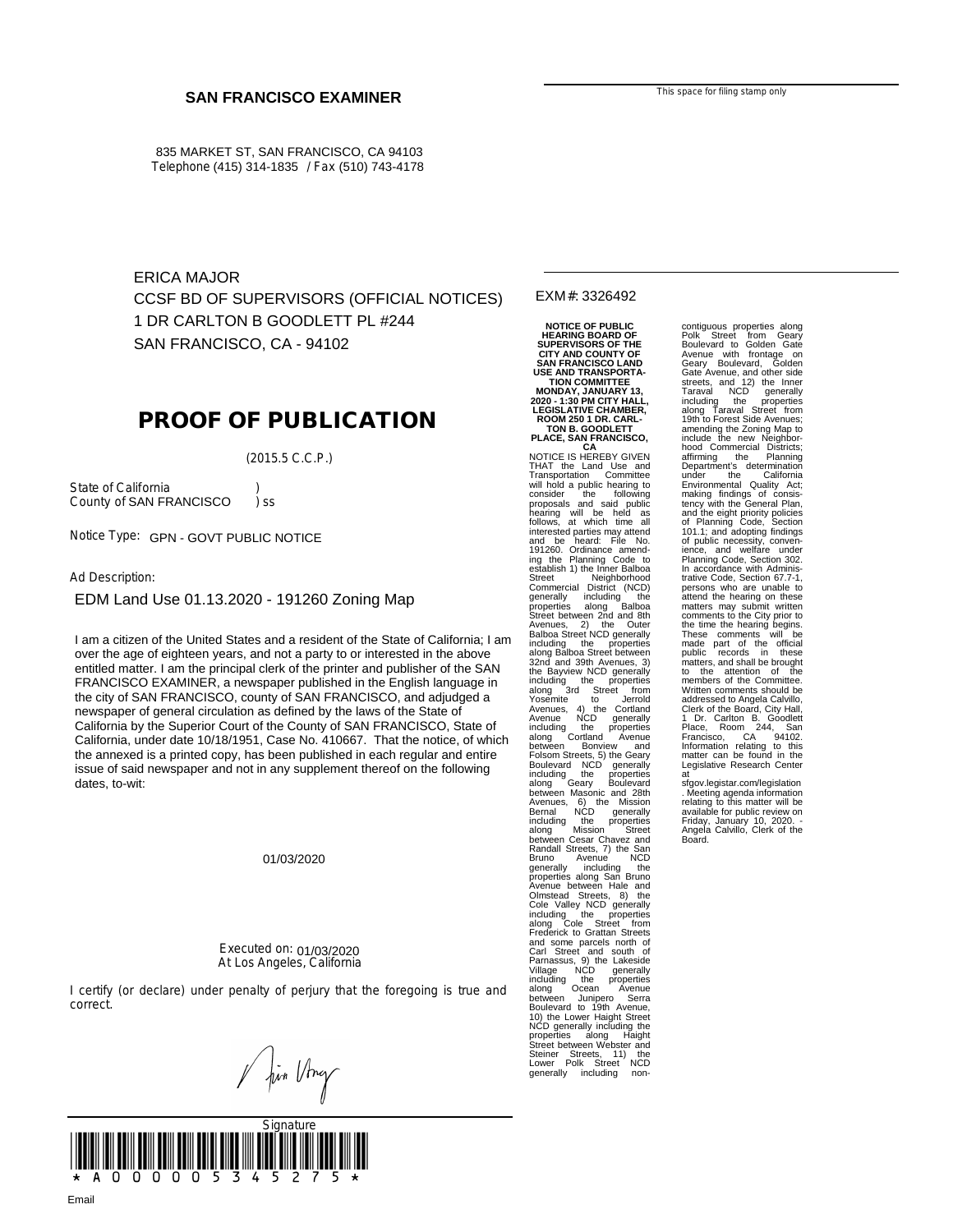**SAN FRANCISCO EXAMINER**

835 MARKET ST, SAN FRANCISCO, CA 94103
Telephone (415) 314-1835 / Fax (510) 743-4178

This space for filing stamp only

ERICA MAJOR
CCSF BD OF SUPERVISORS (OFFICIAL NOTICES)
1 DR CARLTON B GOODLETT PL #244
SAN FRANCISCO, CA - 94102

EXM#: 3326492

# PROOF OF PUBLICATION

(2015.5 C.C.P.)

State of California )
County of SAN FRANCISCO ) ss

Notice Type: GPN - GOVT PUBLIC NOTICE

Ad Description:

EDM Land Use 01.13.2020 - 191260 Zoning Map

I am a citizen of the United States and a resident of the State of California; I am over the age of eighteen years, and not a party to or interested in the above entitled matter. I am the principal clerk of the printer and publisher of the SAN FRANCISCO EXAMINER, a newspaper published in the English language in the city of SAN FRANCISCO, county of SAN FRANCISCO, and adjudged a newspaper of general circulation as defined by the laws of the State of California by the Superior Court of the County of SAN FRANCISCO, State of California, under date 10/18/1951, Case No. 410667. That the notice, of which the annexed is a printed copy, has been published in each regular and entire issue of said newspaper and not in any supplement thereof on the following dates, to-wit:

01/03/2020

Executed on: 01/03/2020
At Los Angeles, California

I certify (or declare) under penalty of perjury that the foregoing is true and correct.

Signature

\* A 0 0 0 0 0 5 3 4 5 2 7 5 \*

Email

**NOTICE OF PUBLIC HEARING BOARD OF SUPERVISORS OF THE CITY AND COUNTY OF SAN FRANCISCO LAND USE AND TRANSPORTATION COMMITTEE MONDAY, JANUARY 13, 2020 - 1:30 PM CITY HALL, LEGISLATIVE CHAMBER, ROOM 250 1 DR. CARLTON B. GOODLETT PLACE, SAN FRANCISCO, CA**

NOTICE IS HEREBY GIVEN THAT the Land Use and Transportation Committee will hold a public hearing to consider the following proposals and said public hearing will be held as follows, at which time all interested parties may attend and be heard: File No. 191260. Ordinance amending the Planning Code to establish 1) the Inner Balboa Street Neighborhood Commercial District (NCD) generally including the properties along Balboa Street between 2nd and 8th Avenues, 2) the Outer Balboa Street NCD generally including the properties along Balboa Street between 32nd and 39th Avenues, 3) the Bayview NCD generally including the properties along 3rd Street from Yosemite to Jerrold Avenues, 4) the Cortland Avenue NCD generally including the properties along Cortland Avenue between Bonview and Folsom Streets, 5) the Geary Boulevard NCD generally including the properties along Geary Boulevard between Masonic and 28th Avenues, 6) the Mission Bernal NCD generally including the properties along Mission Street between Cesar Chavez and Randall Streets, 7) the San Bruno Avenue NCD generally including the properties along San Bruno Avenue between Hale and Olmstead Streets, 8) the Cole Valley NCD generally including the properties along Cole Street from Frederick to Grattan Streets and some parcels north of Carl Street and south of Parnassus, 9) the Lakeside Village NCD generally including the properties along Ocean Avenue between Junipero Serra Boulevard to 19th Avenue, 10) the Lower Haight Street NCD generally including the properties along Haight Street between Webster and Steiner Streets, 11) the Lower Polk Street NCD generally including non-contiguous properties along Polk Street from Geary Boulevard to Golden Gate Avenue with frontage on Geary Boulevard, Golden Gate Avenue, and other side streets, and 12) the Inner Taraval NCD generally including the properties along Taraval Street from 19th to Forest Side Avenues; amending the Zoning Map to include the new Neighborhood Commercial Districts; affirming the Planning Department's determination under the California Environmental Quality Act; making findings of consistency with the General Plan, and the eight priority policies of Planning Code, Section 101.1; and adopting findings of public necessity, convenience, and welfare under Planning Code, Section 302. In accordance with Administrative Code, Section 67.7-1, persons who are unable to attend the hearing on these matters may submit written comments to the City prior to the time the hearing begins. These comments will be made part of the official public records in these matters, and shall be brought to the attention of the members of the Committee. Written comments should be addressed to Angela Calvillo, Clerk of the Board, City Hall, 1 Dr. Carlton B. Goodlett Place, Room 244, San Francisco, CA 94102. Information relating to this matter can be found in the Legislative Research Center at sfgov.legistar.com/legislation. Meeting agenda information relating to this matter will be available for public review on Friday, January 10, 2020. - Angela Calvillo, Clerk of the Board.